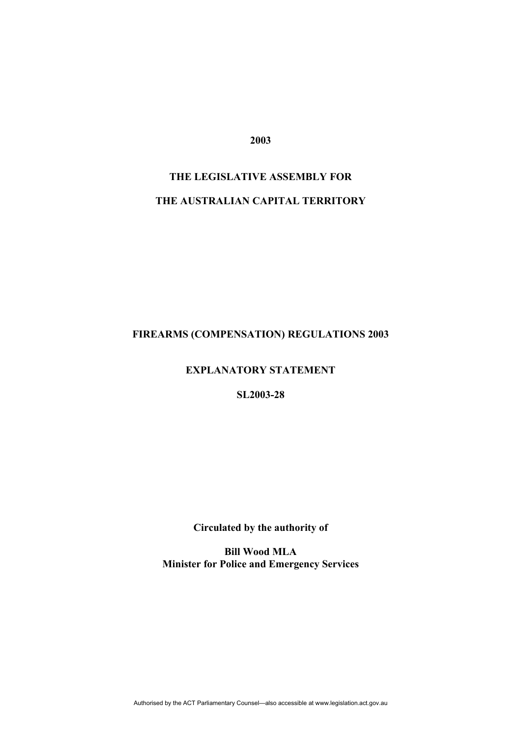**2003**

**THE LEGISLATIVE ASSEMBLY FOR**

**THE AUSTRALIAN CAPITAL TERRITORY**

# FIREARMS (COMPENSATION) REGULATIONS 2003

## EXPLANATORY STATEMENT

**SL2003-28**

**Circulated by the authority of**

**Bill Wood MLA**
**Minister for Police and Emergency Services**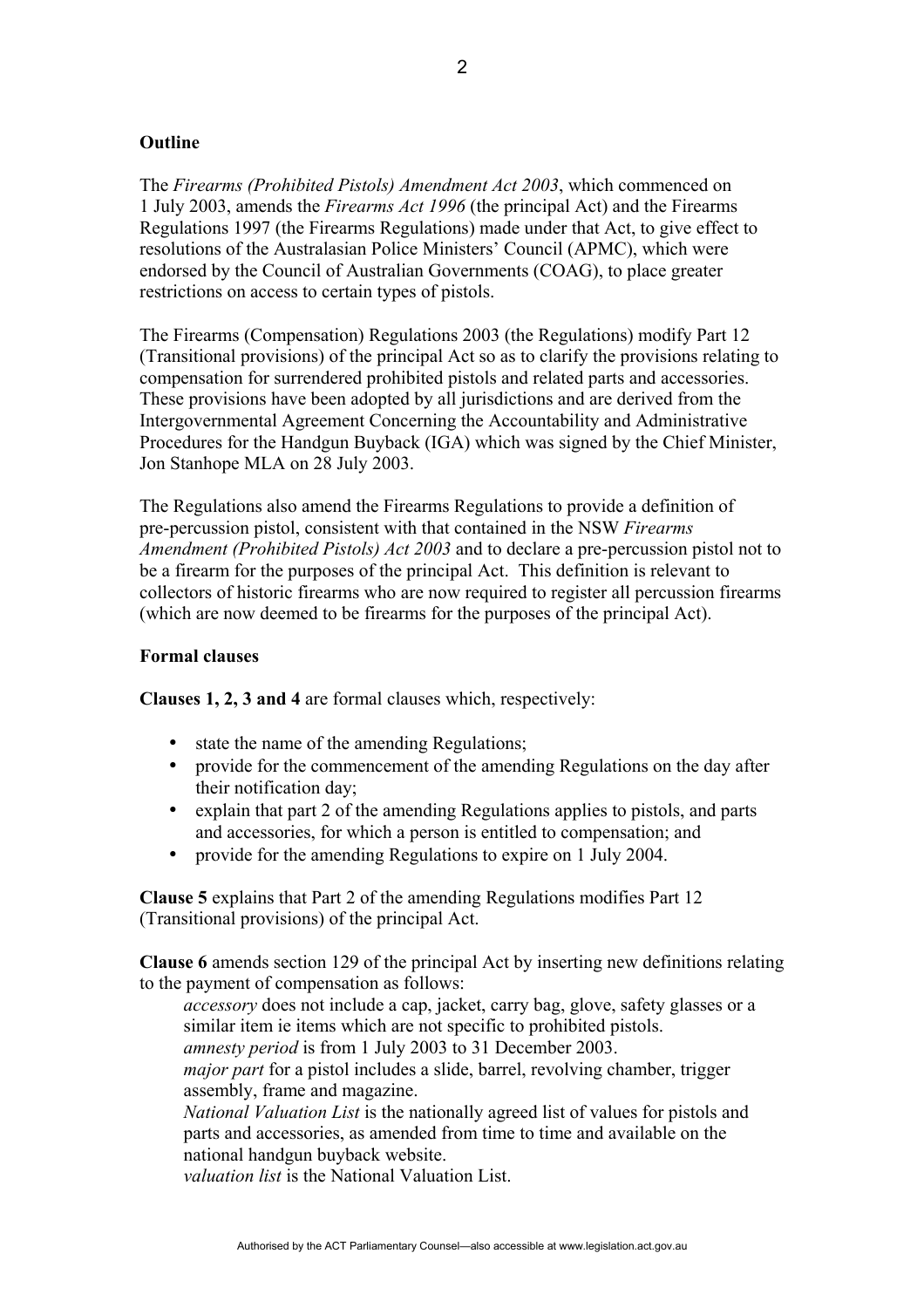**Outline**

The *Firearms (Prohibited Pistols) Amendment Act 2003*, which commenced on 1 July 2003, amends the *Firearms Act 1996* (the principal Act) and the Firearms Regulations 1997 (the Firearms Regulations) made under that Act, to give effect to resolutions of the Australasian Police Ministers' Council (APMC), which were endorsed by the Council of Australian Governments (COAG), to place greater restrictions on access to certain types of pistols.

The Firearms (Compensation) Regulations 2003 (the Regulations) modify Part 12 (Transitional provisions) of the principal Act so as to clarify the provisions relating to compensation for surrendered prohibited pistols and related parts and accessories. These provisions have been adopted by all jurisdictions and are derived from the Intergovernmental Agreement Concerning the Accountability and Administrative Procedures for the Handgun Buyback (IGA) which was signed by the Chief Minister, Jon Stanhope MLA on 28 July 2003.

The Regulations also amend the Firearms Regulations to provide a definition of pre-percussion pistol, consistent with that contained in the NSW *Firearms Amendment (Prohibited Pistols) Act 2003* and to declare a pre-percussion pistol not to be a firearm for the purposes of the principal Act. This definition is relevant to collectors of historic firearms who are now required to register all percussion firearms (which are now deemed to be firearms for the purposes of the principal Act).

**Formal clauses**

**Clauses 1, 2, 3 and 4** are formal clauses which, respectively:

- state the name of the amending Regulations;
- provide for the commencement of the amending Regulations on the day after their notification day;
- explain that part 2 of the amending Regulations applies to pistols, and parts and accessories, for which a person is entitled to compensation; and
- provide for the amending Regulations to expire on 1 July 2004.

**Clause 5** explains that Part 2 of the amending Regulations modifies Part 12 (Transitional provisions) of the principal Act.

**Clause 6** amends section 129 of the principal Act by inserting new definitions relating to the payment of compensation as follows:

*accessory* does not include a cap, jacket, carry bag, glove, safety glasses or a similar item ie items which are not specific to prohibited pistols.
*amnesty period* is from 1 July 2003 to 31 December 2003.
*major part* for a pistol includes a slide, barrel, revolving chamber, trigger assembly, frame and magazine.
*National Valuation List* is the nationally agreed list of values for pistols and parts and accessories, as amended from time to time and available on the national handgun buyback website.
*valuation list* is the National Valuation List.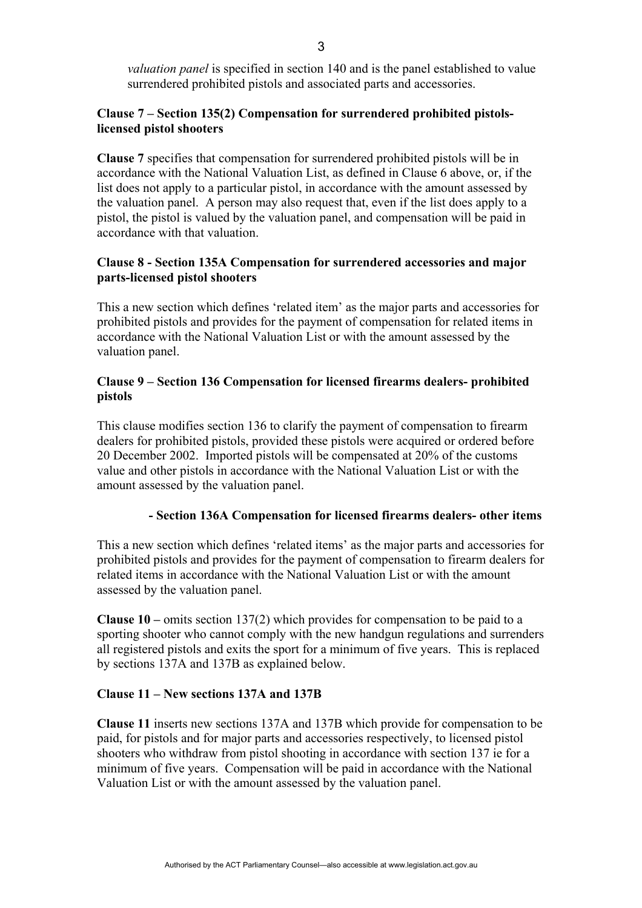*valuation panel* is specified in section 140 and is the panel established to value surrendered prohibited pistols and associated parts and accessories.

**Clause 7 – Section 135(2) Compensation for surrendered prohibited pistols-licensed pistol shooters**

**Clause 7** specifies that compensation for surrendered prohibited pistols will be in accordance with the National Valuation List, as defined in Clause 6 above, or, if the list does not apply to a particular pistol, in accordance with the amount assessed by the valuation panel. A person may also request that, even if the list does apply to a pistol, the pistol is valued by the valuation panel, and compensation will be paid in accordance with that valuation.

**Clause 8 - Section 135A Compensation for surrendered accessories and major parts-licensed pistol shooters**

This a new section which defines 'related item' as the major parts and accessories for prohibited pistols and provides for the payment of compensation for related items in accordance with the National Valuation List or with the amount assessed by the valuation panel.

**Clause 9 – Section 136 Compensation for licensed firearms dealers- prohibited pistols**

This clause modifies section 136 to clarify the payment of compensation to firearm dealers for prohibited pistols, provided these pistols were acquired or ordered before 20 December 2002. Imported pistols will be compensated at 20% of the customs value and other pistols in accordance with the National Valuation List or with the amount assessed by the valuation panel.

**- Section 136A Compensation for licensed firearms dealers- other items**

This a new section which defines 'related items' as the major parts and accessories for prohibited pistols and provides for the payment of compensation to firearm dealers for related items in accordance with the National Valuation List or with the amount assessed by the valuation panel.

**Clause 10 –** omits section 137(2) which provides for compensation to be paid to a sporting shooter who cannot comply with the new handgun regulations and surrenders all registered pistols and exits the sport for a minimum of five years. This is replaced by sections 137A and 137B as explained below.

**Clause 11 – New sections 137A and 137B**

**Clause 11** inserts new sections 137A and 137B which provide for compensation to be paid, for pistols and for major parts and accessories respectively, to licensed pistol shooters who withdraw from pistol shooting in accordance with section 137 ie for a minimum of five years. Compensation will be paid in accordance with the National Valuation List or with the amount assessed by the valuation panel.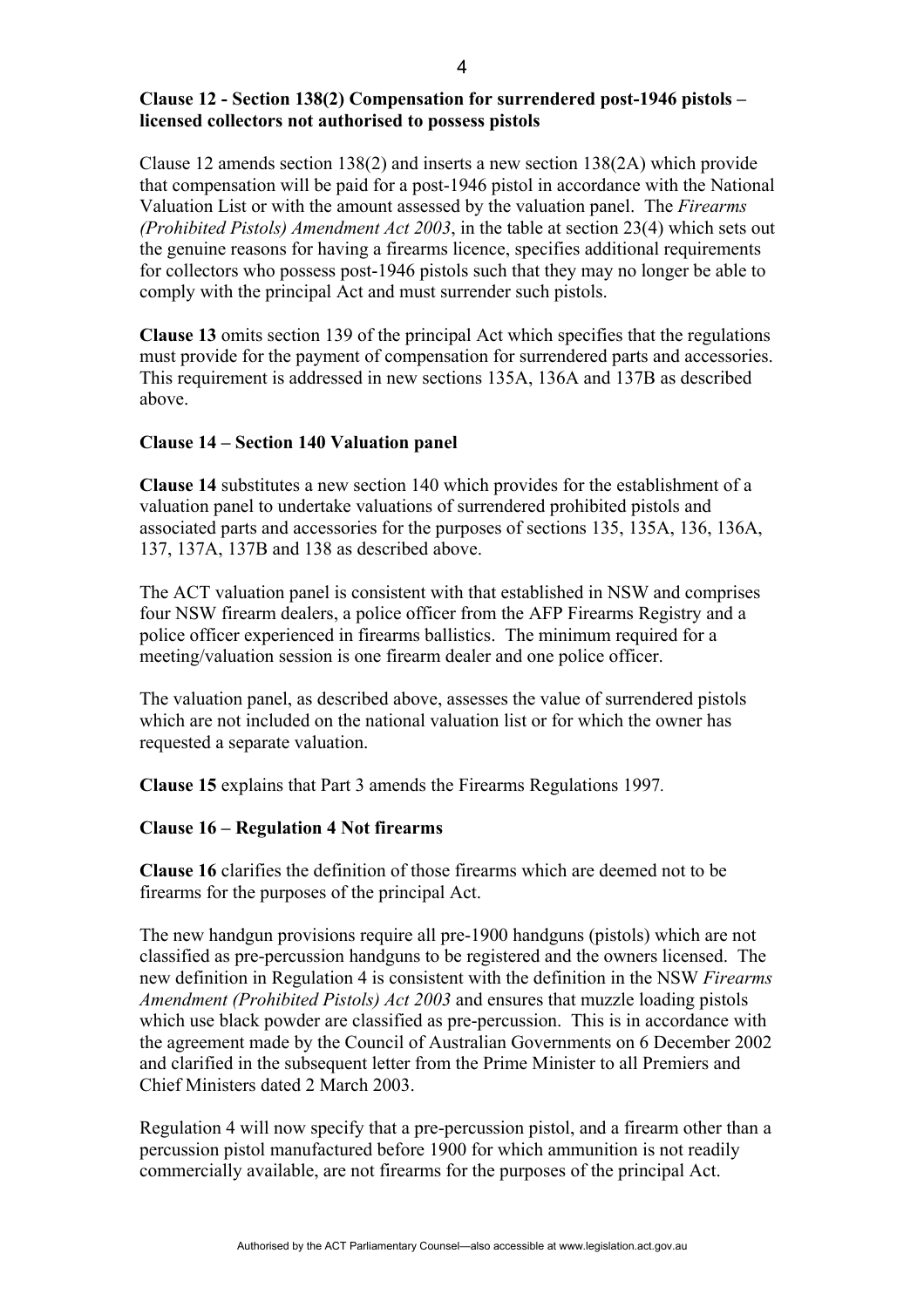**Clause 12 - Section 138(2) Compensation for surrendered post-1946 pistols – licensed collectors not authorised to possess pistols**

Clause 12 amends section 138(2) and inserts a new section 138(2A) which provide that compensation will be paid for a post-1946 pistol in accordance with the National Valuation List or with the amount assessed by the valuation panel. The *Firearms (Prohibited Pistols) Amendment Act 2003*, in the table at section 23(4) which sets out the genuine reasons for having a firearms licence, specifies additional requirements for collectors who possess post-1946 pistols such that they may no longer be able to comply with the principal Act and must surrender such pistols.

**Clause 13** omits section 139 of the principal Act which specifies that the regulations must provide for the payment of compensation for surrendered parts and accessories. This requirement is addressed in new sections 135A, 136A and 137B as described above.

**Clause 14 – Section 140 Valuation panel**

**Clause 14** substitutes a new section 140 which provides for the establishment of a valuation panel to undertake valuations of surrendered prohibited pistols and associated parts and accessories for the purposes of sections 135, 135A, 136, 136A, 137, 137A, 137B and 138 as described above.

The ACT valuation panel is consistent with that established in NSW and comprises four NSW firearm dealers, a police officer from the AFP Firearms Registry and a police officer experienced in firearms ballistics. The minimum required for a meeting/valuation session is one firearm dealer and one police officer.

The valuation panel, as described above, assesses the value of surrendered pistols which are not included on the national valuation list or for which the owner has requested a separate valuation.

**Clause 15** explains that Part 3 amends the Firearms Regulations 1997*.*

**Clause 16 – Regulation 4 Not firearms**

**Clause 16** clarifies the definition of those firearms which are deemed not to be firearms for the purposes of the principal Act.

The new handgun provisions require all pre-1900 handguns (pistols) which are not classified as pre-percussion handguns to be registered and the owners licensed. The new definition in Regulation 4 is consistent with the definition in the NSW *Firearms Amendment (Prohibited Pistols) Act 2003* and ensures that muzzle loading pistols which use black powder are classified as pre-percussion. This is in accordance with the agreement made by the Council of Australian Governments on 6 December 2002 and clarified in the subsequent letter from the Prime Minister to all Premiers and Chief Ministers dated 2 March 2003.

Regulation 4 will now specify that a pre-percussion pistol, and a firearm other than a percussion pistol manufactured before 1900 for which ammunition is not readily commercially available, are not firearms for the purposes of the principal Act.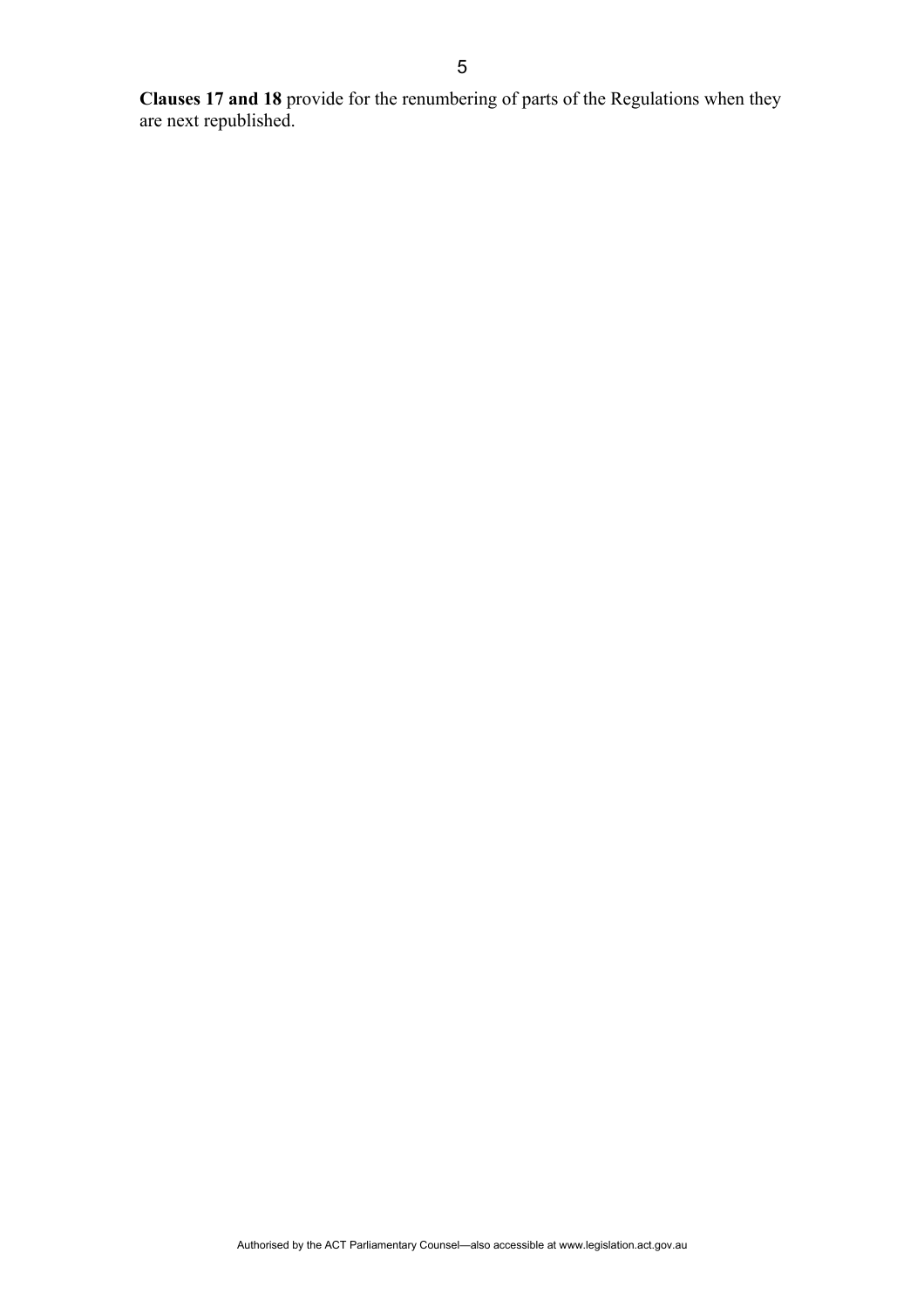**Clauses 17 and 18** provide for the renumbering of parts of the Regulations when they are next republished.